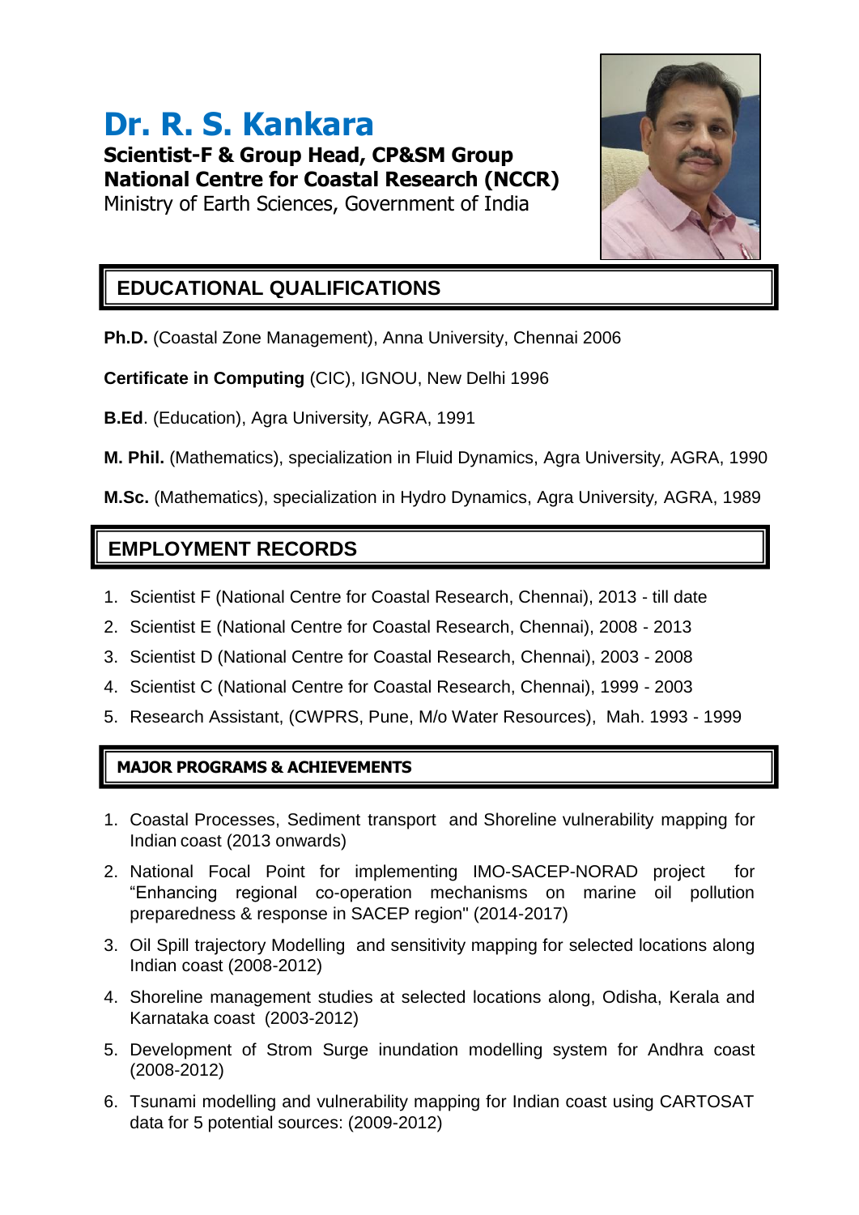# Dr. R. S. Kankara

**Scientist-F & Group Head, CP&SM Group**
**National Centre for Coastal Research (NCCR)**
Ministry of Earth Sciences, Government of India

## EDUCATIONAL QUALIFICATIONS

**Ph.D.** (Coastal Zone Management), Anna University, Chennai 2006

**Certificate in Computing** (CIC), IGNOU, New Delhi 1996

**B.Ed**. (Education), Agra University, AGRA, 1991

**M. Phil.** (Mathematics), specialization in Fluid Dynamics, Agra University, AGRA, 1990

**M.Sc.** (Mathematics), specialization in Hydro Dynamics, Agra University, AGRA, 1989

## EMPLOYMENT RECORDS

1. Scientist F (National Centre for Coastal Research, Chennai), 2013 - till date
2. Scientist E (National Centre for Coastal Research, Chennai), 2008 - 2013
3. Scientist D (National Centre for Coastal Research, Chennai), 2003 - 2008
4. Scientist C (National Centre for Coastal Research, Chennai), 1999 - 2003
5. Research Assistant, (CWPRS, Pune, M/o Water Resources), Mah. 1993 - 1999

## MAJOR PROGRAMS & ACHIEVEMENTS

1. Coastal Processes, Sediment transport and Shoreline vulnerability mapping for Indian coast (2013 onwards)
2. National Focal Point for implementing IMO-SACEP-NORAD project for "Enhancing regional co-operation mechanisms on marine oil pollution preparedness & response in SACEP region" (2014-2017)
3. Oil Spill trajectory Modelling and sensitivity mapping for selected locations along Indian coast (2008-2012)
4. Shoreline management studies at selected locations along, Odisha, Kerala and Karnataka coast (2003-2012)
5. Development of Strom Surge inundation modelling system for Andhra coast (2008-2012)
6. Tsunami modelling and vulnerability mapping for Indian coast using CARTOSAT data for 5 potential sources: (2009-2012)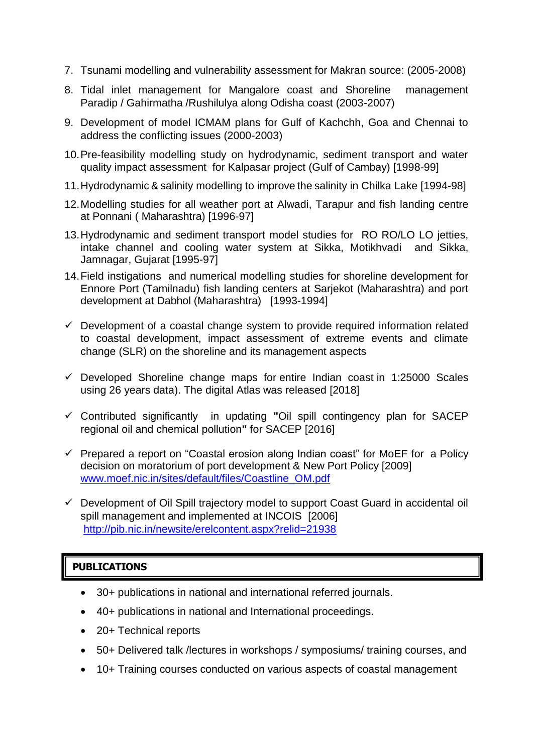7. Tsunami modelling and vulnerability assessment for Makran source: (2005-2008)
8. Tidal inlet management for Mangalore coast and Shoreline management Paradip / Gahirmatha /Rushilulya along Odisha coast (2003-2007)
9. Development of model ICMAM plans for Gulf of Kachchh, Goa and Chennai to address the conflicting issues (2000-2003)
10. Pre-feasibility modelling study on hydrodynamic, sediment transport and water quality impact assessment for Kalpasar project (Gulf of Cambay) [1998-99]
11. Hydrodynamic & salinity modelling to improve the salinity in Chilka Lake [1994-98]
12. Modelling studies for all weather port at Alwadi, Tarapur and fish landing centre at Ponnani ( Maharashtra) [1996-97]
13. Hydrodynamic and sediment transport model studies for RO RO/LO LO jetties, intake channel and cooling water system at Sikka, Motikhvadi and Sikka, Jamnagar, Gujarat [1995-97]
14. Field instigations and numerical modelling studies for shoreline development for Ennore Port (Tamilnadu) fish landing centers at Sarjekot (Maharashtra) and port development at Dabhol (Maharashtra) [1993-1994]

- ✓ Development of a coastal change system to provide required information related to coastal development, impact assessment of extreme events and climate change (SLR) on the shoreline and its management aspects
- ✓ Developed Shoreline change maps for entire Indian coast in 1:25000 Scales using 26 years data). The digital Atlas was released [2018]
- ✓ Contributed significantly in updating **"**Oil spill contingency plan for SACEP regional oil and chemical pollution**"** for SACEP [2016]
- ✓ Prepared a report on “Coastal erosion along Indian coast” for MoEF for a Policy decision on moratorium of port development & New Port Policy [2009] www.moef.nic.in/sites/default/files/Coastline_OM.pdf
- ✓ Development of Oil Spill trajectory model to support Coast Guard in accidental oil spill management and implemented at INCOIS [2006] http://pib.nic.in/newsite/erelcontent.aspx?relid=21938

## PUBLICATIONS

- 30+ publications in national and international referred journals.
- 40+ publications in national and International proceedings.
- 20+ Technical reports
- 50+ Delivered talk /lectures in workshops / symposiums/ training courses, and
- 10+ Training courses conducted on various aspects of coastal management